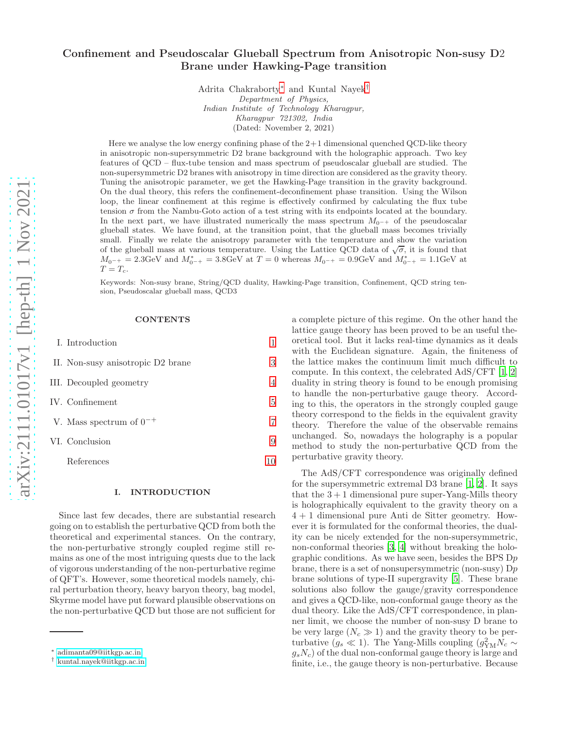# Confinement and Pseudoscalar Glueball Spectrum from Anisotropic Non-susy D2 Brane under Hawking-Page transition

Adrita Chakraborty* and Kuntal Nayek†

*Department of Physics,*
*Indian Institute of Technology Kharagpur,*
*Kharagpur 721302, India*

(Dated: November 2, 2021)

Here we analyse the low energy confining phase of the 2+1 dimensional quenched QCD-like theory in anisotropic non-supersymmetric D2 brane background with the holographic approach. Two key features of QCD – flux-tube tension and mass spectrum of pseudoscalar glueball are studied. The non-supersymmetric D2 branes with anisotropy in time direction are considered as the gravity theory. Tuning the anisotropic parameter, we get the Hawking-Page transition in the gravity background. On the dual theory, this refers the confinement-deconfinement phase transition. Using the Wilson loop, the linear confinement at this regime is effectively confirmed by calculating the flux tube tension $\sigma$ from the Nambu-Goto action of a test string with its endpoints located at the boundary. In the next part, we have illustrated numerically the mass spectrum $M_{0^{-+}}$ of the pseudoscalar glueball states. We have found, at the transition point, that the glueball mass becomes trivially small. Finally we relate the anisotropy parameter with the temperature and show the variation of the glueball mass at various temperature. Using the Lattice QCD data of $\sqrt{\sigma}$, it is found that $M_{0^{-+}} = 2.3$GeV and $M^*_{0^{-+}} = 3.8$GeV at $T = 0$ whereas $M_{0^{-+}} = 0.9$GeV and $M^*_{0^{-+}} = 1.1$GeV at $T = T_c$.

Keywords: Non-susy brane, String/QCD duality, Hawking-Page transition, Confinement, QCD string tension, Pseudoscalar glueball mass, QCD3

## CONTENTS

| | | |
|---|---|---|
| I. | Introduction | 1 |
| II. | Non-susy anisotropic D2 brane | 3 |
| III. | Decoupled geometry | 4 |
| IV. | Confinement | 5 |
| V. | Mass spectrum of $0^{-+}$ | 7 |
| VI. | Conclusion | 9 |
| | References | 10 |

## I. INTRODUCTION

Since last few decades, there are substantial research going on to establish the perturbative QCD from both the theoretical and experimental stances. On the contrary, the non-perturbative strongly coupled regime still remains as one of the most intriguing quests due to the lack of vigorous understanding of the non-perturbative regime of QFT's. However, some theoretical models namely, chiral perturbation theory, heavy baryon theory, bag model, Skyrme model have put forward plausible observations on the non-perturbative QCD but those are not sufficient for a complete picture of this regime. On the other hand the lattice gauge theory has been proved to be an useful theoretical tool. But it lacks real-time dynamics as it deals with the Euclidean signature. Again, the finiteness of the lattice makes the continuum limit much difficult to compute. In this context, the celebrated AdS/CFT [1, 2] duality in string theory is found to be enough promising to handle the non-perturbative gauge theory. According to this, the operators in the strongly coupled gauge theory correspond to the fields in the equivalent gravity theory. Therefore the value of the observable remains unchanged. So, nowadays the holography is a popular method to study the non-perturbative QCD from the perturbative gravity theory.

The AdS/CFT correspondence was originally defined for the supersymmetric extremal D3 brane [1, 2]. It says that the $3+1$ dimensional pure super-Yang-Mills theory is holographically equivalent to the gravity theory on a $4+1$ dimensional pure Anti de Sitter geometry. However it is formulated for the conformal theories, the duality can be nicely extended for the non-supersymmetric, non-conformal theories [3, 4] without breaking the holographic conditions. As we have seen, besides the BPS D$p$ brane, there is a set of nonsupersymmetric (non-susy) D$p$ brane solutions of type-II supergravity [5]. These brane solutions also follow the gauge/gravity correspondence and gives a QCD-like, non-conformal gauge theory as the dual theory. Like the AdS/CFT correspondence, in planner limit, we choose the number of non-susy D brane to be very large ($N_c \gg 1$) and the gravity theory to be perturbative ($g_s \ll 1$). The Yang-Mills coupling ($g^2_{\rm YM} N_c \sim g_s N_c$) of the dual non-conformal gauge theory is large and finite, i.e., the gauge theory is non-perturbative. Because

* adimanta09@iitkgp.ac.in
† kuntal.nayek@iitkgp.ac.in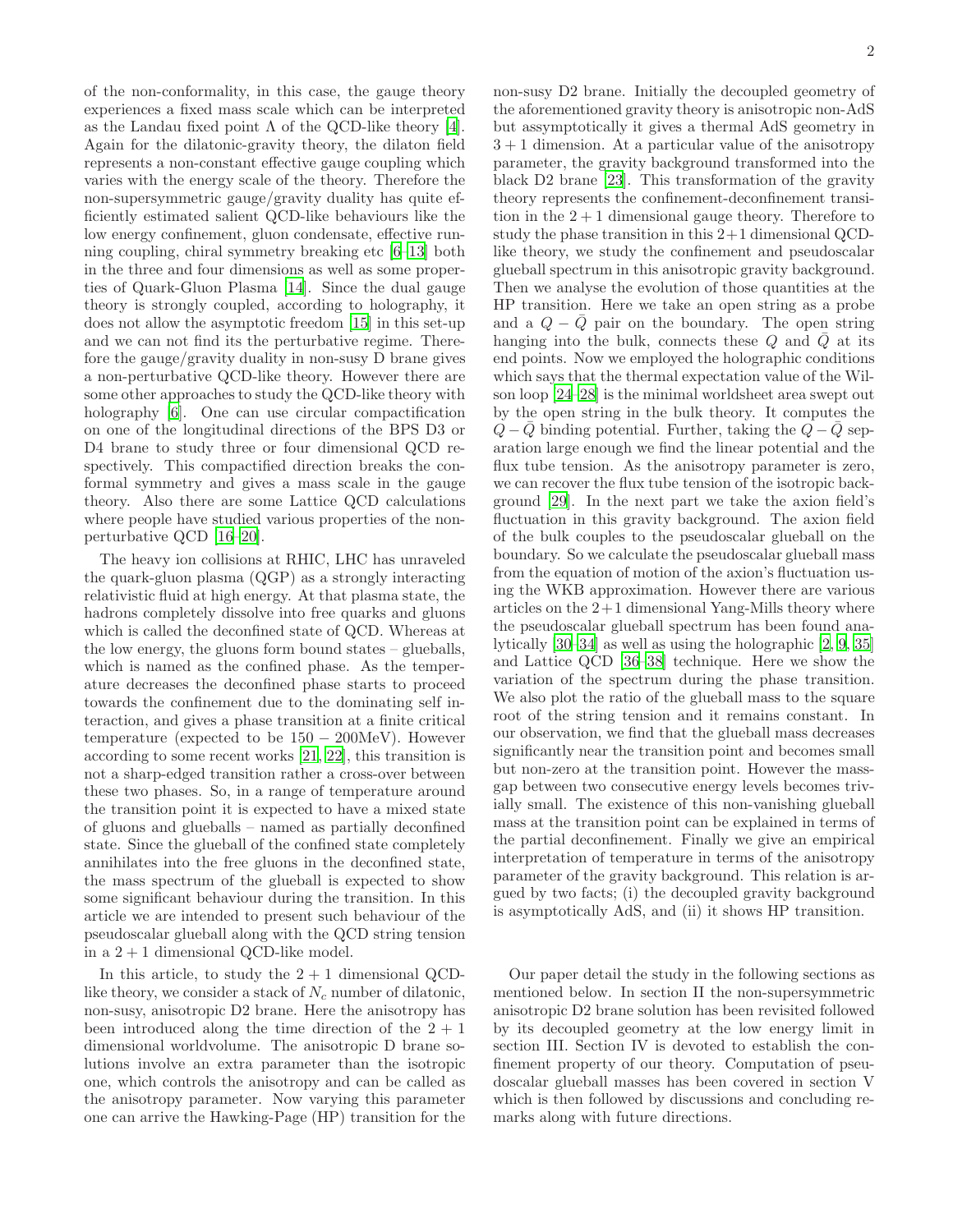of the non-conformality, in this case, the gauge theory experiences a fixed mass scale which can be interpreted as the Landau fixed point $\Lambda$ of the QCD-like theory [4]. Again for the dilatonic-gravity theory, the dilaton field represents a non-constant effective gauge coupling which varies with the energy scale of the theory. Therefore the non-supersymmetric gauge/gravity duality has quite efficiently estimated salient QCD-like behaviours like the low energy confinement, gluon condensate, effective running coupling, chiral symmetry breaking etc [6–13] both in the three and four dimensions as well as some properties of Quark-Gluon Plasma [14]. Since the dual gauge theory is strongly coupled, according to holography, it does not allow the asymptotic freedom [15] in this set-up and we can not find its the perturbative regime. Therefore the gauge/gravity duality in non-susy D brane gives a non-perturbative QCD-like theory. However there are some other approaches to study the QCD-like theory with holography [6]. One can use circular compactification on one of the longitudinal directions of the BPS D3 or D4 brane to study three or four dimensional QCD respectively. This compactified direction breaks the conformal symmetry and gives a mass scale in the gauge theory. Also there are some Lattice QCD calculations where people have studied various properties of the non-perturbative QCD [16–20].

The heavy ion collisions at RHIC, LHC has unraveled the quark-gluon plasma (QGP) as a strongly interacting relativistic fluid at high energy. At that plasma state, the hadrons completely dissolve into free quarks and gluons which is called the deconfined state of QCD. Whereas at the low energy, the gluons form bound states – glueballs, which is named as the confined phase. As the temperature decreases the deconfined phase starts to proceed towards the confinement due to the dominating self interaction, and gives a phase transition at a finite critical temperature (expected to be $150-200$MeV). However according to some recent works [21, 22], this transition is not a sharp-edged transition rather a cross-over between these two phases. So, in a range of temperature around the transition point it is expected to have a mixed state of gluons and glueballs – named as partially deconfined state. Since the glueball of the confined state completely annihilates into the free gluons in the deconfined state, the mass spectrum of the glueball is expected to show some significant behaviour during the transition. In this article we are intended to present such behaviour of the pseudoscalar glueball along with the QCD string tension in a $2+1$ dimensional QCD-like model.

In this article, to study the $2+1$ dimensional QCD-like theory, we consider a stack of $N_c$ number of dilatonic, non-susy, anisotropic D2 brane. Here the anisotropy has been introduced along the time direction of the $2+1$ dimensional worldvolume. The anisotropic D brane solutions involve an extra parameter than the isotropic one, which controls the anisotropy and can be called as the anisotropy parameter. Now varying this parameter one can arrive the Hawking-Page (HP) transition for the non-susy D2 brane. Initially the decoupled geometry of the aforementioned gravity theory is anisotropic non-AdS but assymptotically it gives a thermal AdS geometry in $3+1$ dimension. At a particular value of the anisotropy parameter, the gravity background transformed into the black D2 brane [23]. This transformation of the gravity theory represents the confinement-deconfinement transition in the $2+1$ dimensional gauge theory. Therefore to study the phase transition in this $2+1$ dimensional QCD-like theory, we study the confinement and pseudoscalar glueball spectrum in this anisotropic gravity background. Then we analyse the evolution of those quantities at the HP transition. Here we take an open string as a probe and a $Q-\bar{Q}$ pair on the boundary. The open string hanging into the bulk, connects these $Q$ and $\bar{Q}$ at its end points. Now we employed the holographic conditions which says that the thermal expectation value of the Wilson loop [24–28] is the minimal worldsheet area swept out by the open string in the bulk theory. It computes the $Q-\bar{Q}$ binding potential. Further, taking the $Q-\bar{Q}$ separation large enough we find the linear potential and the flux tube tension. As the anisotropy parameter is zero, we can recover the flux tube tension of the isotropic background [29]. In the next part we take the axion field's fluctuation in this gravity background. The axion field of the bulk couples to the pseudoscalar glueball on the boundary. So we calculate the pseudoscalar glueball mass from the equation of motion of the axion's fluctuation using the WKB approximation. However there are various articles on the $2+1$ dimensional Yang-Mills theory where the pseudoscalar glueball spectrum has been found analytically [30–34] as well as using the holographic [2, 9, 35] and Lattice QCD [36–38] technique. Here we show the variation of the spectrum during the phase transition. We also plot the ratio of the glueball mass to the square root of the string tension and it remains constant. In our observation, we find that the glueball mass decreases significantly near the transition point and becomes small but non-zero at the transition point. However the mass-gap between two consecutive energy levels becomes trivially small. The existence of this non-vanishing glueball mass at the transition point can be explained in terms of the partial deconfinement. Finally we give an empirical interpretation of temperature in terms of the anisotropy parameter of the gravity background. This relation is argued by two facts; (i) the decoupled gravity background is asymptotically AdS, and (ii) it shows HP transition.

Our paper detail the study in the following sections as mentioned below. In section II the non-supersymmetric anisotropic D2 brane solution has been revisited followed by its decoupled geometry at the low energy limit in section III. Section IV is devoted to establish the confinement property of our theory. Computation of pseudoscalar glueball masses has been covered in section V which is then followed by discussions and concluding remarks along with future directions.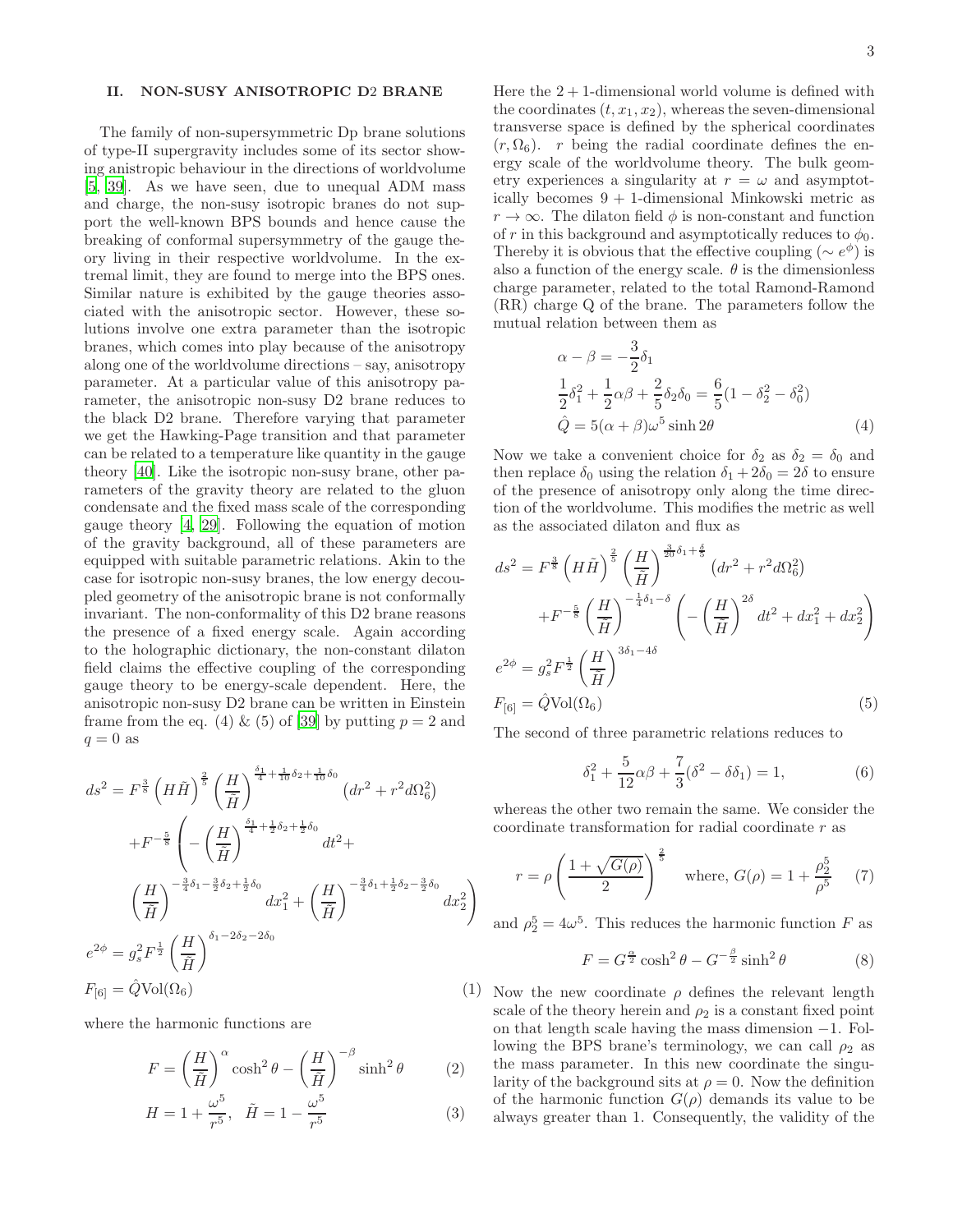## II. NON-SUSY ANISOTROPIC D2 BRANE

The family of non-supersymmetric Dp brane solutions of type-II supergravity includes some of its sector showing anistropic behaviour in the directions of worldvolume [5, 39]. As we have seen, due to unequal ADM mass and charge, the non-susy isotropic branes do not support the well-known BPS bounds and hence cause the breaking of conformal supersymmetry of the gauge theory living in their respective worldvolume. In the extremal limit, they are found to merge into the BPS ones. Similar nature is exhibited by the gauge theories associated with the anisotropic sector. However, these solutions involve one extra parameter than the isotropic branes, which comes into play because of the anisotropy along one of the worldvolume directions – say, anisotropy parameter. At a particular value of this anisotropy parameter, the anisotropic non-susy D2 brane reduces to the black D2 brane. Therefore varying that parameter we get the Hawking-Page transition and that parameter can be related to a temperature like quantity in the gauge theory [40]. Like the isotropic non-susy brane, other parameters of the gravity theory are related to the gluon condensate and the fixed mass scale of the corresponding gauge theory [4, 29]. Following the equation of motion of the gravity background, all of these parameters are equipped with suitable parametric relations. Akin to the case for isotropic non-susy branes, the low energy decoupled geometry of the anisotropic brane is not conformally invariant. The non-conformality of this D2 brane reasons the presence of a fixed energy scale. Again according to the holographic dictionary, the non-constant dilaton field claims the effective coupling of the corresponding gauge theory to be energy-scale dependent. Here, the anisotropic non-susy D2 brane can be written in Einstein frame from the eq. (4) & (5) of [39] by putting $p = 2$ and $q = 0$ as

$$
\begin{aligned}
ds^2 &= F^{\frac{3}{8}} \left(H\tilde{H}\right)^{\frac{2}{5}} \left(\frac{H}{\tilde{H}}\right)^{\frac{\delta_1}{4}+\frac{1}{10}\delta_2+\frac{1}{10}\delta_0} \left(dr^2 + r^2 d\Omega_6^2\right) \\
&\quad + F^{-\frac{5}{8}} \left( -\left(\frac{H}{\tilde{H}}\right)^{\frac{\delta_1}{4}+\frac{1}{2}\delta_2+\frac{1}{2}\delta_0} dt^2 + \right. \\
&\quad \left. \left(\frac{H}{\tilde{H}}\right)^{-\frac{3}{4}\delta_1-\frac{3}{2}\delta_2+\frac{1}{2}\delta_0} dx_1^2 + \left(\frac{H}{\tilde{H}}\right)^{-\frac{3}{4}\delta_1+\frac{1}{2}\delta_2-\frac{3}{2}\delta_0} dx_2^2 \right) \\
e^{2\phi} &= g_s^2 F^{\frac{1}{2}} \left(\frac{H}{\tilde{H}}\right)^{\delta_1-2\delta_2-2\delta_0} \\
F_{[6]} &= \hat{Q}\mathrm{Vol}(\Omega_6)
\end{aligned}
\tag{1}
$$

where the harmonic functions are

$$
F = \left(\frac{H}{\tilde{H}}\right)^{\alpha} \cosh^2\theta - \left(\frac{H}{\tilde{H}}\right)^{-\beta} \sinh^2\theta \tag{2}
$$

$$
H = 1 + \frac{\omega^5}{r^5}, \quad \tilde{H} = 1 - \frac{\omega^5}{r^5} \tag{3}
$$

Here the $2+1$-dimensional world volume is defined with the coordinates $(t, x_1, x_2)$, whereas the seven-dimensional transverse space is defined by the spherical coordinates $(r, \Omega_6)$. $r$ being the radial coordinate defines the energy scale of the worldvolume theory. The bulk geometry experiences a singularity at $r = \omega$ and asymptotically becomes $9+1$-dimensional Minkowski metric as $r \to \infty$. The dilaton field $\phi$ is non-constant and function of $r$ in this background and asymptotically reduces to $\phi_0$. Thereby it is obvious that the effective coupling ($\sim e^{\phi}$) is also a function of the energy scale. $\theta$ is the dimensionless charge parameter, related to the total Ramond-Ramond (RR) charge Q of the brane. The parameters follow the mutual relation between them as

$$
\begin{aligned}
&\alpha - \beta = -\frac{3}{2}\delta_1 \\
&\frac{1}{2}\delta_1^2 + \frac{1}{2}\alpha\beta + \frac{2}{5}\delta_2\delta_0 = \frac{6}{5}(1 - \delta_2^2 - \delta_0^2) \\
&\hat{Q} = 5(\alpha+\beta)\omega^5 \sinh 2\theta
\end{aligned}
\tag{4}
$$

Now we take a convenient choice for $\delta_2$ as $\delta_2 = \delta_0$ and then replace $\delta_0$ using the relation $\delta_1 + 2\delta_0 = 2\delta$ to ensure of the presence of anisotropy only along the time direction of the worldvolume. This modifies the metric as well as the associated dilaton and flux as

$$
\begin{aligned}
ds^2 &= F^{\frac{3}{8}} \left(H\tilde{H}\right)^{\frac{2}{5}} \left(\frac{H}{\tilde{H}}\right)^{\frac{3}{20}\delta_1+\frac{\delta}{5}} \left(dr^2 + r^2 d\Omega_6^2\right) \\
&\quad + F^{-\frac{5}{8}} \left(\frac{H}{\tilde{H}}\right)^{-\frac{1}{4}\delta_1-\delta} \left( -\left(\frac{H}{\tilde{H}}\right)^{2\delta} dt^2 + dx_1^2 + dx_2^2 \right) \\
e^{2\phi} &= g_s^2 F^{\frac{1}{2}} \left(\frac{H}{\tilde{H}}\right)^{3\delta_1-4\delta} \\
F_{[6]} &= \hat{Q}\mathrm{Vol}(\Omega_6)
\end{aligned}
\tag{5}
$$

The second of three parametric relations reduces to

$$
\delta_1^2 + \frac{5}{12}\alpha\beta + \frac{7}{3}(\delta^2 - \delta\delta_1) = 1, \tag{6}
$$

whereas the other two remain the same. We consider the coordinate transformation for radial coordinate $r$ as

$$
r = \rho\left(\frac{1+\sqrt{G(\rho)}}{2}\right)^{\frac{2}{5}} \quad \text{where, } G(\rho) = 1 + \frac{\rho_2^5}{\rho^5} \tag{7}
$$

and $\rho_2^5 = 4\omega^5$. This reduces the harmonic function $F$ as

$$
F = G^{\frac{\alpha}{2}} \cosh^2\theta - G^{-\frac{\beta}{2}} \sinh^2\theta \tag{8}
$$

Now the new coordinate $\rho$ defines the relevant length scale of the theory herein and $\rho_2$ is a constant fixed point on that length scale having the mass dimension $-1$. Following the BPS brane's terminology, we can call $\rho_2$ as the mass parameter. In this new coordinate the singularity of the background sits at $\rho = 0$. Now the definition of the harmonic function $G(\rho)$ demands its value to be always greater than 1. Consequently, the validity of the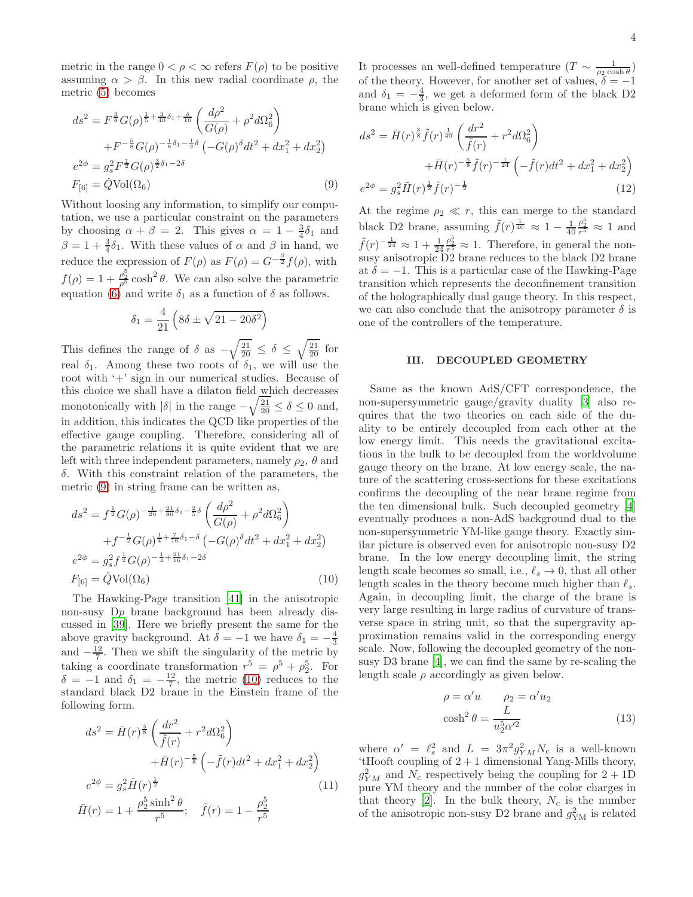metric in the range $0 < \rho < \infty$ refers $F(\rho)$ to be positive assuming $\alpha > \beta$. In this new radial coordinate $\rho$, the metric (5) becomes

$$
\begin{aligned}
ds^2 &= F^{\frac{3}{8}} G(\rho)^{\frac{1}{5}+\frac{3}{40}\delta_1+\frac{\delta}{10}} \left(\frac{d\rho^2}{G(\rho)} + \rho^2 d\Omega_6^2\right) \\
&\quad + F^{-\frac{5}{8}} G(\rho)^{-\frac{1}{8}\delta_1 - \frac{1}{2}\delta} \left(-G(\rho)^{\delta} dt^2 + dx_1^2 + dx_2^2\right) \\
e^{2\phi} &= g_s^2 F^{\frac{1}{2}} G(\rho)^{\frac{3}{2}\delta_1 - 2\delta} \\
F_{[6]} &= \hat{Q}\mathrm{Vol}(\Omega_6)
\end{aligned} \tag{9}
$$

Without loosing any information, to simplify our computation, we use a particular constraint on the parameters by choosing $\alpha + \beta = 2$. This gives $\alpha = 1 - \frac{3}{4}\delta_1$ and $\beta = 1 + \frac{3}{4}\delta_1$. With these values of $\alpha$ and $\beta$ in hand, we reduce the expression of $F(\rho)$ as $F(\rho) = G^{-\frac{\beta}{2}} f(\rho)$, with $f(\rho) = 1 + \frac{\rho_2^5}{\rho^5}\cosh^2\theta$. We can also solve the parametric equation (6) and write $\delta_1$ as a function of $\delta$ as follows.

$$
\delta_1 = \frac{4}{21}\left(8\delta \pm \sqrt{21 - 20\delta^2}\right)
$$

This defines the range of $\delta$ as $-\sqrt{\frac{21}{20}} \leq \delta \leq \sqrt{\frac{21}{20}}$ for real $\delta_1$. Among these two roots of $\delta_1$, we will use the root with '+' sign in our numerical studies. Because of this choice we shall have a dilaton field which decreases monotonically with $|\delta|$ in the range $-\sqrt{\frac{21}{20}} \leq \delta \leq 0$ and, in addition, this indicates the QCD like properties of the effective gauge coupling. Therefore, considering all of the parametric relations it is quite evident that we are left with three independent parameters, namely $\rho_2$, $\theta$ and $\delta$. With this constraint relation of the parameters, the metric (9) in string frame can be written as,

$$
\begin{aligned}
ds^2 &= f^{\frac{1}{2}} G(\rho)^{-\frac{1}{20}+\frac{21}{80}\delta_1 - \frac{2}{5}\delta} \left(\frac{d\rho^2}{G(\rho)} + \rho^2 d\Omega_6^2\right) \\
&\quad + f^{-\frac{1}{2}} G(\rho)^{\frac{1}{4}+\frac{7}{16}\delta_1 - \delta} \left(-G(\rho)^{\delta} dt^2 + dx_1^2 + dx_2^2\right) \\
e^{2\phi} &= g_s^2 f^{\frac{1}{2}} G(\rho)^{-\frac{1}{4}+\frac{21}{16}\delta_1 - 2\delta} \\
F_{[6]} &= \hat{Q}\mathrm{Vol}(\Omega_6)
\end{aligned} \tag{10}
$$

The Hawking-Page transition [41] in the anisotropic non-susy D$p$ brane background has been already discussed in [39]. Here we briefly present the same for the above gravity background. At $\delta = -1$ we have $\delta_1 = -\frac{4}{3}$ and $-\frac{12}{7}$. Then we shift the singularity of the metric by taking a coordinate transformation $r^5 = \rho^5 + \rho_2^5$. For $\delta = -1$ and $\delta_1 = -\frac{12}{7}$, the metric (10) reduces to the standard black D2 brane in the Einstein frame of the following form.

$$
\begin{aligned}
ds^2 &= \bar{H}(r)^{\frac{3}{8}} \left(\frac{dr^2}{\tilde{f}(r)} + r^2 d\Omega_6^2\right) \\
&\quad + \bar{H}(r)^{-\frac{5}{8}} \left(-\tilde{f}(r) dt^2 + dx_1^2 + dx_2^2\right) \\
e^{2\phi} &= g_s^2 \tilde{H}(r)^{\frac{1}{2}} \\
\bar{H}(r) &= 1 + \frac{\rho_2^5 \sinh^2\theta}{r^5}; \quad \tilde{f}(r) = 1 - \frac{\rho_2^5}{r^5}
\end{aligned} \tag{11}
$$

It processes an well-defined temperature ($T \sim \frac{1}{\rho_2 \cosh\theta}$) of the theory. However, for another set of values, $\delta = -1$ and $\delta_1 = -\frac{4}{3}$, we get a deformed form of the black D2 brane which is given below.

$$
\begin{aligned}
ds^2 &= \bar{H}(r)^{\frac{3}{8}} \tilde{f}(r)^{\frac{1}{40}} \left(\frac{dr^2}{\tilde{f}(r)} + r^2 d\Omega_6^2\right) \\
&\quad + \bar{H}(r)^{-\frac{5}{8}} \tilde{f}(r)^{-\frac{1}{24}} \left(-\tilde{f}(r) dt^2 + dx_1^2 + dx_2^2\right) \\
e^{2\phi} &= g_s^2 \tilde{H}(r)^{\frac{1}{2}} \tilde{f}(r)^{-\frac{1}{2}}
\end{aligned} \tag{12}
$$

At the regime $\rho_2 \ll r$, this can merge to the standard black D2 brane, assuming $\tilde{f}(r)^{\frac{1}{40}} \approx 1 - \frac{1}{40}\frac{\rho_2^5}{r^5} \approx 1$ and $\tilde{f}(r)^{-\frac{1}{24}} \approx 1 + \frac{1}{24}\frac{\rho_2^5}{r^5} \approx 1$. Therefore, in general the non-susy anisotropic D2 brane reduces to the black D2 brane at $\delta = -1$. This is a particular case of the Hawking-Page transition which represents the deconfinement transition of the holographically dual gauge theory. In this respect, we can also conclude that the anisotropy parameter $\delta$ is one of the controllers of the temperature.

## III. DECOUPLED GEOMETRY

Same as the known AdS/CFT correspondence, the non-supersymmetric gauge/gravity duality [3] also requires that the two theories on each side of the duality to be entirely decoupled from each other at the low energy limit. This needs the gravitational excitations in the bulk to be decoupled from the worldvolume gauge theory on the brane. At low energy scale, the nature of the scattering cross-sections for these excitations confirms the decoupling of the near brane regime from the ten dimensional bulk. Such decoupled geometry [4] eventually produces a non-AdS background dual to the non-supersymmetric YM-like gauge theory. Exactly similar picture is observed even for anisotropic non-susy D2 brane. In the low energy decoupling limit, the string length scale becomes so small, i.e., $\ell_s \to 0$, that all other length scales in the theory become much higher than $\ell_s$. Again, in decoupling limit, the charge of the brane is very large resulting in large radius of curvature of transverse space in string unit, so that the supergravity approximation remains valid in the corresponding energy scale. Now, following the decoupled geometry of the non-susy D3 brane [4], we can find the same by re-scaling the length scale $\rho$ accordingly as given below.

$$
\begin{aligned}
\rho &= \alpha' u \qquad \rho_2 = \alpha' u_2 \\
\cosh^2\theta &= \frac{L}{u_2^5 \alpha'^2}
\end{aligned} \tag{13}
$$

where $\alpha' = \ell_s^2$ and $L = 3\pi^2 g_{YM}^2 N_c$ is a well-known 'tHooft coupling of 2 + 1 dimensional Yang-Mills theory, $g_{YM}^2$ and $N_c$ respectively being the coupling for 2 + 1D pure YM theory and the number of the color charges in that theory [2]. In the bulk theory, $N_c$ is the number of the anisotropic non-susy D2 brane and $g_{\rm YM}^2$ is related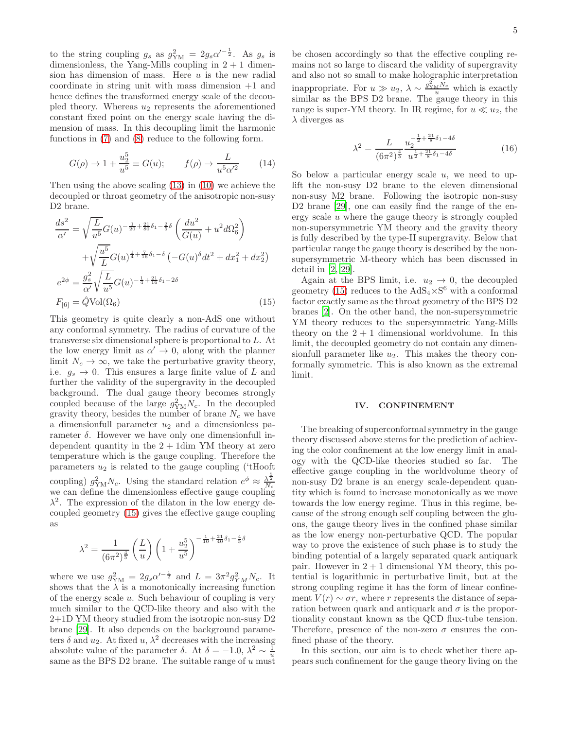to the string coupling $g_s$ as $g_{\rm YM}^2 = 2g_s\alpha'^{-\frac{1}{2}}$. As $g_s$ is dimensionless, the Yang-Mills coupling in $2+1$ dimension has dimension of mass. Here $u$ is the new radial coordinate in string unit with mass dimension $+1$ and hence defines the transformed energy scale of the decoupled theory. Whereas $u_2$ represents the aforementioned constant fixed point on the energy scale having the dimension of mass. In this decoupling limit the harmonic functions in (7) and (8) reduce to the following form.

$$G(\rho) \to 1 + \frac{u_2^5}{u^5} \equiv G(u); \qquad f(\rho) \to \frac{L}{u^5\alpha'^2} \tag{14}$$

Then using the above scaling (13) in (10) we achieve the decoupled or throat geometry of the anisotropic non-susy D2 brane.

$$\begin{aligned}
\frac{ds^2}{\alpha'} &= \sqrt{\frac{L}{u^5}}G(u)^{-\frac{1}{20}+\frac{21}{80}\delta_1-\frac{2}{5}\delta}\left(\frac{du^2}{G(u)} + u^2 d\Omega_6^2\right)\\
&\quad + \sqrt{\frac{u^5}{L}}G(u)^{\frac{1}{4}+\frac{7}{16}\delta_1-\delta}\left(-G(u)^{\delta}dt^2 + dx_1^2 + dx_2^2\right)\\
e^{2\phi} &= \frac{g_s^2}{\alpha'}\sqrt{\frac{L}{u^5}}G(u)^{-\frac{1}{4}+\frac{21}{16}\delta_1-2\delta}\\
F_{[6]} &= \hat{Q}\mathrm{Vol}(\Omega_6)
\end{aligned} \tag{15}$$

This geometry is quite clearly a non-AdS one without any conformal symmetry. The radius of curvature of the transverse six dimensional sphere is proportional to $L$. At the low energy limit as $\alpha' \to 0$, along with the planner limit $N_c \to \infty$, we take the perturbative gravity theory, i.e. $g_s \to 0$. This ensures a large finite value of $L$ and further the validity of the supergravity in the decoupled background. The dual gauge theory becomes strongly coupled because of the large $g_{\rm YM}^2 N_c$. In the decoupled gravity theory, besides the number of brane $N_c$ we have a dimensionfull parameter $u_2$ and a dimensionless parameter $\delta$. However we have only one dimensionfull independent quantity in the $2+1$dim YM theory at zero temperature which is the gauge coupling. Therefore the parameters $u_2$ is related to the gauge coupling ('tHooft coupling) $g_{\rm YM}^2 N_c$. Using the standard relation $e^{\phi} \approx \frac{\lambda^{\frac{5}{2}}}{N_c}$ we can define the dimensionless effective gauge coupling $\lambda^2$. The expression of the dilaton in the low energy decoupled geometry (15) gives the effective gauge coupling as

$$\lambda^2 = \frac{1}{(6\pi^2)^{\frac{4}{5}}}\left(\frac{L}{u}\right)\left(1+\frac{u_2^5}{u^5}\right)^{-\frac{1}{10}+\frac{21}{40}\delta_1-\frac{4}{5}\delta}$$

where we use $g_{\rm YM}^2 = 2g_s\alpha'^{-\frac{1}{2}}$ and $L = 3\pi^2 g_{YM}^2 N_c$. It shows that the $\lambda$ is a monotonically increasing function of the energy scale $u$. Such behaviour of coupling is very much similar to the QCD-like theory and also with the 2+1D YM theory studied from the isotropic non-susy D2 brane [29]. It also depends on the background parameters $\delta$ and $u_2$. At fixed $u$, $\lambda^2$ decreases with the increasing absolute value of the parameter $\delta$. At $\delta = -1.0$, $\lambda^2 \sim \frac{1}{u}$ same as the BPS D2 brane. The suitable range of $u$ must be chosen accordingly so that the effective coupling remains not so large to discard the validity of supergravity and also not so small to make holographic interpretation inappropriate. For $u \gg u_2$, $\lambda \sim \frac{g_{\rm YM}^2 N_c}{u}$ which is exactly similar as the BPS D2 brane. The gauge theory in this range is super-YM theory. In IR regime, for $u \ll u_2$, the $\lambda$ diverges as

$$\lambda^2 = \frac{L}{(6\pi^2)^{\frac{4}{5}}}\frac{u_2^{-\frac{1}{2}+\frac{21}{8}\delta_1-4\delta}}{u^{\frac{1}{2}+\frac{21}{8}\delta_1-4\delta}} \tag{16}$$

So below a particular energy scale $u$, we need to uplift the non-susy D2 brane to the eleven dimensional non-susy M2 brane. Following the isotropic non-susy D2 brane [29], one can easily find the range of the energy scale $u$ where the gauge theory is strongly coupled non-supersymmetric YM theory and the gravity theory is fully described by the type-II supergravity. Below that particular range the gauge theory is described by the non-supersymmetric M-theory which has been discussed in detail in [2, 29].

Again at the BPS limit, i.e. $u_2 \to 0$, the decoupled geometry (15) reduces to the AdS$_4\times$S$^6$ with a conformal factor exactly same as the throat geometry of the BPS D2 branes [2]. On the other hand, the non-supersymmetric YM theory reduces to the supersymmetric Yang-Mills theory on the $2+1$ dimensional worldvolume. In this limit, the decoupled geometry do not contain any dimensionfull parameter like $u_2$. This makes the theory conformally symmetric. This is also known as the extremal limit.

## IV. CONFINEMENT

The breaking of superconformal symmetry in the gauge theory discussed above stems for the prediction of achieving the color confinement at the low energy limit in analogy with the QCD-like theories studied so far. The effective gauge coupling in the worldvolume theory of non-susy D2 brane is an energy scale-dependent quantity which is found to increase monotonically as we move towards the low energy regime. Thus in this regime, because of the strong enough self coupling between the gluons, the gauge theory lives in the confined phase similar as the low energy non-perturbative QCD. The popular way to prove the existence of such phase is to study the binding potential of a largely separated quark antiquark pair. However in $2+1$ dimensional YM theory, this potential is logarithmic in perturbative limit, but at the strong coupling regime it has the form of linear confinement $V(r) \sim \sigma r$, where $r$ represents the distance of separation between quark and antiquark and $\sigma$ is the proportionality constant known as the QCD flux-tube tension. Therefore, presence of the non-zero $\sigma$ ensures the confined phase of the theory.

In this section, our aim is to check whether there appears such confinement for the gauge theory living on the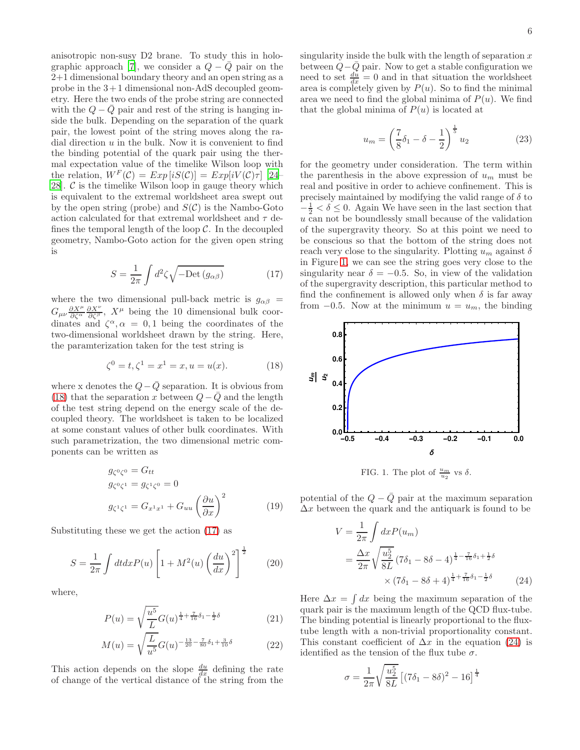anisotropic non-susy D2 brane. To study this in holographic approach [7], we consider a $Q-\bar{Q}$ pair on the 2+1 dimensional boundary theory and an open string as a probe in the 3+1 dimensional non-AdS decoupled geometry. Here the two ends of the probe string are connected with the $Q-\bar{Q}$ pair and rest of the string is hanging inside the bulk. Depending on the separation of the quark pair, the lowest point of the string moves along the radial direction $u$ in the bulk. Now it is convenient to find the binding potential of the quark pair using the thermal expectation value of the timelike Wilson loop with the relation, $W^F(\mathcal{C}) = Exp\left[iS(\mathcal{C})\right] = Exp[iV(\mathcal{C})\tau]$ [24–28]. $\mathcal{C}$ is the timelike Wilson loop in gauge theory which is equivalent to the extremal worldsheet area swept out by the open string (probe) and $S(\mathcal{C})$ is the Nambo-Goto action calculated for that extremal worldsheet and $\tau$ defines the temporal length of the loop $\mathcal{C}$. In the decoupled geometry, Nambo-Goto action for the given open string is

$$S = \frac{1}{2\pi}\int d^2\zeta\sqrt{-\text{Det}\left(g_{\alpha\beta}\right)} \tag{17}$$

where the two dimensional pull-back metric is $g_{\alpha\beta} = G_{\mu\nu}\frac{\partial X^\mu}{\partial\zeta^\alpha}\frac{\partial X^\nu}{\partial\zeta^\beta}$, $X^\mu$ being the 10 dimensional bulk coordinates and $\zeta^\alpha, \alpha = 0, 1$ being the coordinates of the two-dimensional worldsheet drawn by the string. Here, the paramterization taken for the test string is

$$\zeta^0 = t, \zeta^1 = x^1 = x, u = u(x). \tag{18}$$

where x denotes the $Q-\bar{Q}$ separation. It is obvious from (18) that the separation $x$ between $Q-\bar{Q}$ and the length of the test string depend on the energy scale of the decoupled theory. The worldsheet is taken to be localized at some constant values of other bulk coordinates. With such parametrization, the two dimensional metric components can be written as

$$\begin{aligned}
g_{\zeta^0\zeta^0} &= G_{tt}\\
g_{\zeta^0\zeta^1} &= g_{\zeta^1\zeta^0} = 0\\
g_{\zeta^1\zeta^1} &= G_{x^1x^1} + G_{uu}\left(\frac{\partial u}{\partial x}\right)^2
\end{aligned} \tag{19}$$

Substituting these we get the action (17) as

$$S = \frac{1}{2\pi}\int dtdxP(u)\left[1 + M^2(u)\left(\frac{du}{dx}\right)^2\right]^{\frac{1}{2}} \tag{20}$$

where,

$$P(u) = \sqrt{\frac{u^5}{L}}G(u)^{\frac{1}{4}+\frac{7}{16}\delta_1-\frac{1}{2}\delta} \tag{21}$$

$$M(u) = \sqrt{\frac{L}{u^5}}G(u)^{-\frac{13}{20}-\frac{7}{80}\delta_1+\frac{3}{10}\delta} \tag{22}$$

This action depends on the slope $\frac{du}{dx}$ defining the rate of change of the vertical distance of the string from the singularity inside the bulk with the length of separation $x$ between $Q-\bar{Q}$ pair. Now to get a stable configuration we need to set $\frac{du}{dx} = 0$ and in that situation the worldsheet area is completely given by $P(u)$. So to find the minimal area we need to find the global minima of $P(u)$. We find that the global minima of $P(u)$ is located at

$$u_m = \left(\frac{7}{8}\delta_1 - \delta - \frac{1}{2}\right)^{\frac{1}{5}}u_2 \tag{23}$$

for the geometry under consideration. The term within the parenthesis in the above expression of $u_m$ must be real and positive in order to achieve confinement. This is precisely maintained by modifying the valid range of $\delta$ to $-\frac{1}{2} < \delta \leq 0$. Again We have seen in the last section that $u$ can not be boundlessly small because of the validation of the supergravity theory. So at this point we need to be conscious so that the bottom of the string does not reach very close to the singularity. Plotting $u_m$ against $\delta$ in Figure 1, we can see the string goes very close to the singularity near $\delta = -0.5$. So, in view of the validation of the supergravity description, this particular method to find the confinement is allowed only when $\delta$ is far away from $-0.5$. Now at the minimum $u = u_m$, the binding potential of the $Q-\bar{Q}$ pair at the maximum separation $\Delta x$ between the quark and the antiquark is found to be

FIG. 1. The plot of $\frac{u_m}{u_2}$ vs $\delta$.

$$\begin{aligned}
V &= \frac{1}{2\pi}\int dxP(u_m)\\
&= \frac{\Delta x}{2\pi}\sqrt{\frac{u_2^5}{8L}}\left(7\delta_1 - 8\delta - 4\right)^{\frac{1}{4}-\frac{7}{16}\delta_1+\frac{1}{2}\delta}\\
&\quad\times\left(7\delta_1 - 8\delta + 4\right)^{\frac{1}{4}+\frac{7}{16}\delta_1-\frac{1}{2}\delta}
\end{aligned} \tag{24}$$

Here $\Delta x = \int dx$ being the maximum separation of the quark pair is the maximum length of the QCD flux-tube. The binding potential is linearly proportional to the flux-tube length with a non-trivial proportionality constant. This constant coefficient of $\Delta x$ in the equation (24) is identified as the tension of the flux tube $\sigma$.

$$\sigma = \frac{1}{2\pi}\sqrt{\frac{u_2^5}{8L}}\left[\left(7\delta_1 - 8\delta\right)^2 - 16\right]^{\frac{1}{4}}$$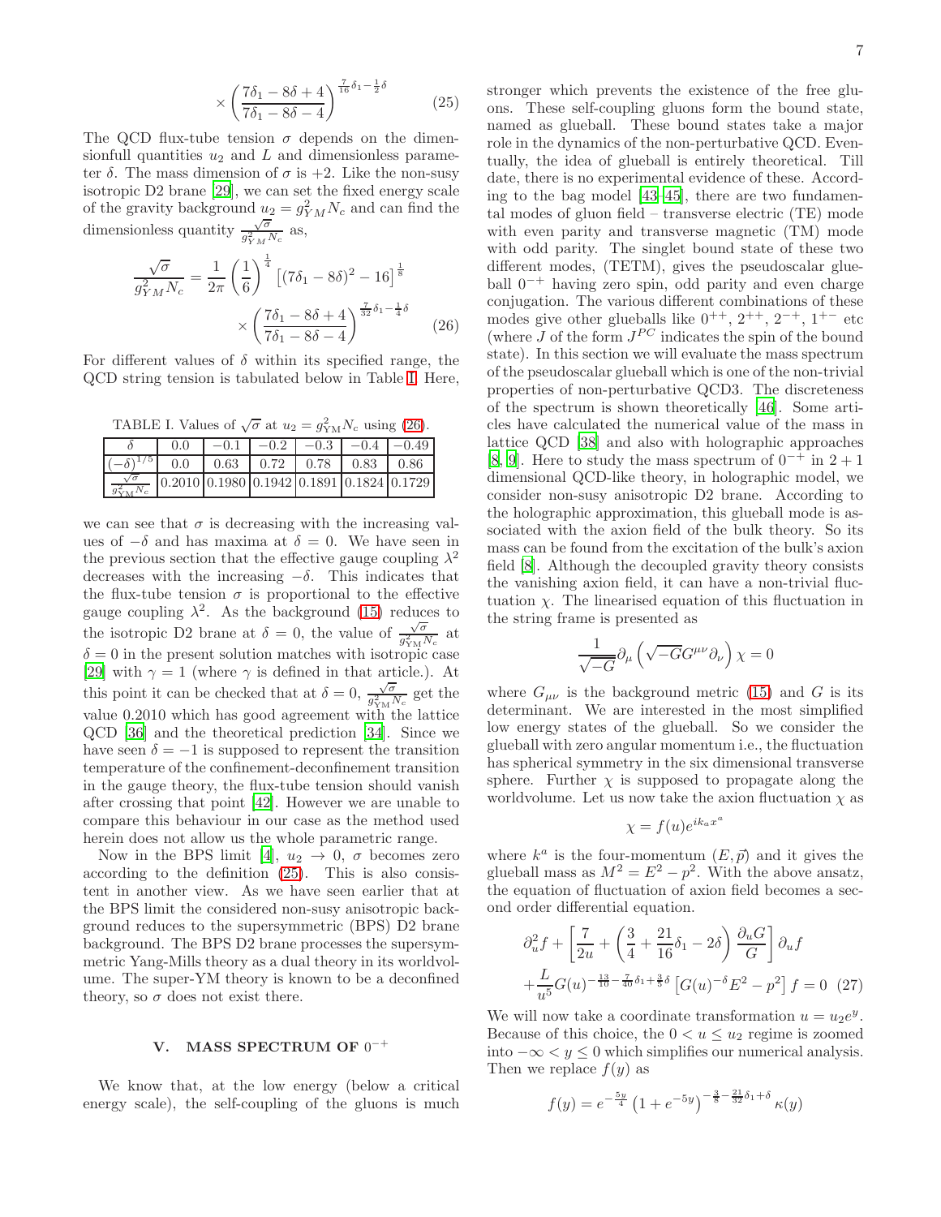$$\times \left(\frac{7\delta_1 - 8\delta + 4}{7\delta_1 - 8\delta - 4}\right)^{\frac{7}{16}\delta_1 - \frac{1}{2}\delta} \tag{25}$$

The QCD flux-tube tension $\sigma$ depends on the dimensionfull quantities $u_2$ and $L$ and dimensionless parameter $\delta$. The mass dimension of $\sigma$ is +2. Like the non-susy isotropic D2 brane [29], we can set the fixed energy scale of the gravity background $u_2 = g_{YM}^2 N_c$ and can find the dimensionless quantity $\frac{\sqrt{\sigma}}{g_{YM}^2 N_c}$ as,

$$\frac{\sqrt{\sigma}}{g_{YM}^2 N_c} = \frac{1}{2\pi}\left(\frac{1}{6}\right)^{\frac{1}{4}}\left[(7\delta_1 - 8\delta)^2 - 16\right]^{\frac{1}{8}} \times \left(\frac{7\delta_1 - 8\delta + 4}{7\delta_1 - 8\delta - 4}\right)^{\frac{7}{32}\delta_1 - \frac{1}{4}\delta} \tag{26}$$

For different values of $\delta$ within its specified range, the QCD string tension is tabulated below in Table I. Here,

TABLE I. Values of $\sqrt{\sigma}$ at $u_2 = g_{\rm YM}^2 N_c$ using (26).

| $\delta$ | 0.0 | −0.1 | −0.2 | −0.3 | −0.4 | −0.49 |
|---|---|---|---|---|---|---|
| $(-\delta)^{1/5}$ | 0.0 | 0.63 | 0.72 | 0.78 | 0.83 | 0.86 |
| $\frac{\sqrt{\sigma}}{g_{\rm YM}^2 N_c}$ | 0.2010 | 0.1980 | 0.1942 | 0.1891 | 0.1824 | 0.1729 |

we can see that $\sigma$ is decreasing with the increasing values of $-\delta$ and has maxima at $\delta = 0$. We have seen in the previous section that the effective gauge coupling $\lambda^2$ decreases with the increasing $-\delta$. This indicates that the flux-tube tension $\sigma$ is proportional to the effective gauge coupling $\lambda^2$. As the background (15) reduces to the isotropic D2 brane at $\delta = 0$, the value of $\frac{\sqrt{\sigma}}{g_{\rm YM}^2 N_c}$ at $\delta = 0$ in the present solution matches with isotropic case [29] with $\gamma = 1$ (where $\gamma$ is defined in that article.). At this point it can be checked that at $\delta = 0$, $\frac{\sqrt{\sigma}}{g_{\rm YM}^2 N_c}$ get the value 0.2010 which has good agreement with the lattice QCD [36] and the theoretical prediction [34]. Since we have seen $\delta = -1$ is supposed to represent the transition temperature of the confinement-deconfinement transition in the gauge theory, the flux-tube tension should vanish after crossing that point [42]. However we are unable to compare this behaviour in our case as the method used herein does not allow us the whole parametric range.

Now in the BPS limit [4], $u_2 \to 0$, $\sigma$ becomes zero according to the definition (25). This is also consistent in another view. As we have seen earlier that at the BPS limit the considered non-susy anisotropic background reduces to the supersymmetric (BPS) D2 brane background. The BPS D2 brane processes the supersymmetric Yang-Mills theory as a dual theory in its worldvolume. The super-YM theory is known to be a deconfined theory, so $\sigma$ does not exist there.

## V. MASS SPECTRUM OF $0^{-+}$

We know that, at the low energy (below a critical energy scale), the self-coupling of the gluons is much stronger which prevents the existence of the free gluons. These self-coupling gluons form the bound state, named as glueball. These bound states take a major role in the dynamics of the non-perturbative QCD. Eventually, the idea of glueball is entirely theoretical. Till date, there is no experimental evidence of these. According to the bag model [43–45], there are two fundamental modes of gluon field – transverse electric (TE) mode with even parity and transverse magnetic (TM) mode with odd parity. The singlet bound state of these two different modes, (TETM), gives the pseudoscalar glueball $0^{-+}$ having zero spin, odd parity and even charge conjugation. The various different combinations of these modes give other glueballs like $0^{++}$, $2^{++}$, $2^{-+}$, $1^{+-}$ etc (where $J$ of the form $J^{PC}$ indicates the spin of the bound state). In this section we will evaluate the mass spectrum of the pseudoscalar glueball which is one of the non-trivial properties of non-perturbative QCD3. The discreteness of the spectrum is shown theoretically [46]. Some articles have calculated the numerical value of the mass in lattice QCD [38] and also with holographic approaches [8, 9]. Here to study the mass spectrum of $0^{-+}$ in 2 + 1 dimensional QCD-like theory, in holographic model, we consider non-susy anisotropic D2 brane. According to the holographic approximation, this glueball mode is associated with the axion field of the bulk theory. So its mass can be found from the excitation of the bulk's axion field [8]. Although the decoupled gravity theory consists the vanishing axion field, it can have a non-trivial fluctuation $\chi$. The linearised equation of this fluctuation in the string frame is presented as

$$\frac{1}{\sqrt{-G}}\partial_\mu\left(\sqrt{-G}G^{\mu\nu}\partial_\nu\right)\chi = 0$$

where $G_{\mu\nu}$ is the background metric (15) and $G$ is its determinant. We are interested in the most simplified low energy states of the glueball. So we consider the glueball with zero angular momentum i.e., the fluctuation has spherical symmetry in the six dimensional transverse sphere. Further $\chi$ is supposed to propagate along the worldvolume. Let us now take the axion fluctuation $\chi$ as

$$\chi = f(u)e^{ik_a x^a}$$

where $k^a$ is the four-momentum $(E, \vec{p})$ and it gives the glueball mass as $M^2 = E^2 - p^2$. With the above ansatz, the equation of fluctuation of axion field becomes a second order differential equation.

$$\partial_u^2 f + \left[\frac{7}{2u} + \left(\frac{3}{4} + \frac{21}{16}\delta_1 - 2\delta\right)\frac{\partial_u G}{G}\right]\partial_u f + \frac{L}{u^5}G(u)^{-\frac{13}{16} - \frac{7}{40}\delta_1 + \frac{3}{5}\delta}\left[G(u)^{-\delta}E^2 - p^2\right]f = 0 \tag{27}$$

We will now take a coordinate transformation $u = u_2 e^y$. Because of this choice, the $0 < u \leq u_2$ regime is zoomed into $-\infty < y \leq 0$ which simplifies our numerical analysis. Then we replace $f(y)$ as

$$f(y) = e^{-\frac{5y}{4}}\left(1 + e^{-5y}\right)^{-\frac{3}{8} - \frac{21}{32}\delta_1 + \delta}\kappa(y)$$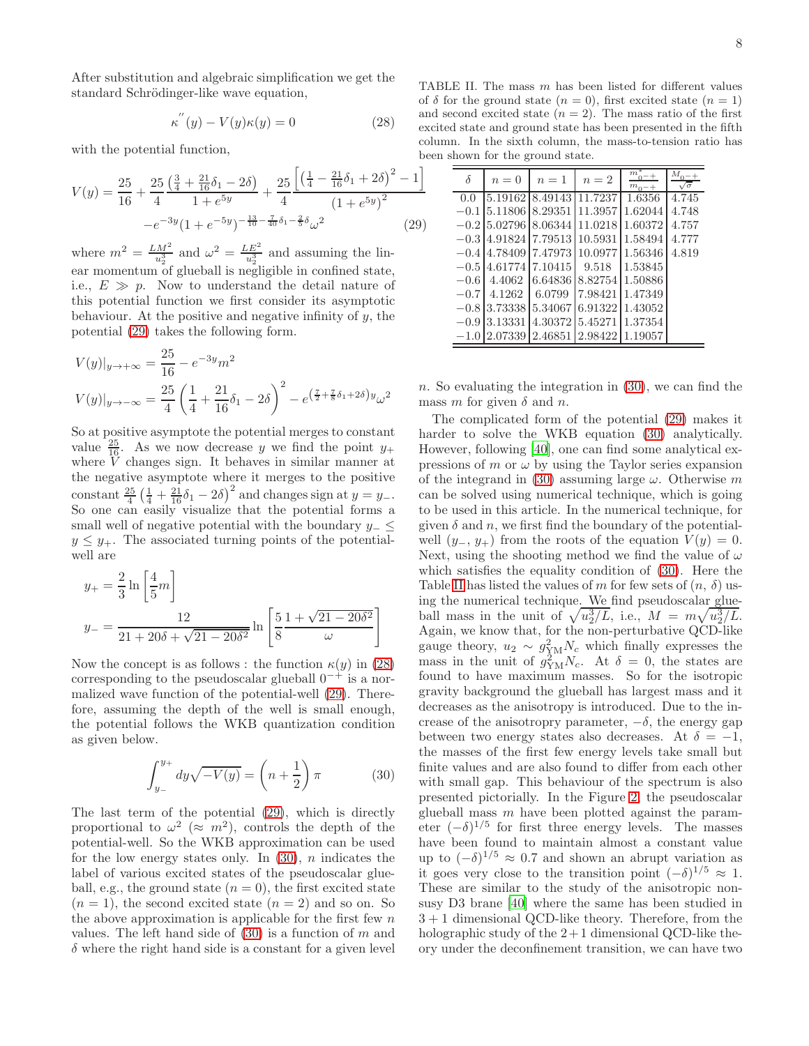After substitution and algebraic simplification we get the standard Schrödinger-like wave equation,

$$\kappa''(y) - V(y)\kappa(y) = 0 \tag{28}$$

with the potential function,

$$V(y) = \frac{25}{16} + \frac{25}{4}\frac{\left(\frac{3}{4}+\frac{21}{16}\delta_1 - 2\delta\right)}{1+e^{5y}} + \frac{25}{4}\frac{\left[\left(\frac{1}{4}-\frac{21}{16}\delta_1+2\delta\right)^2-1\right]}{\left(1+e^{5y}\right)^2} - e^{-3y}(1+e^{-5y})^{-\frac{13}{10}-\frac{7}{40}\delta_1-\frac{2}{5}\delta}\omega^2 \tag{29}$$

where $m^2 = \frac{LM^2}{u_2^3}$ and $\omega^2 = \frac{LE^2}{u_2^3}$ and assuming the linear momentum of glueball is negligible in confined state, i.e., $E \gg p$. Now to understand the detail nature of this potential function we first consider its asymptotic behaviour. At the positive and negative infinity of $y$, the potential (29) takes the following form.

$$V(y)|_{y\to+\infty} = \frac{25}{16} - e^{-3y}m^2$$
$$V(y)|_{y\to-\infty} = \frac{25}{4}\left(\frac{1}{4}+\frac{21}{16}\delta_1 - 2\delta\right)^2 - e^{\left(\frac{7}{2}+\frac{7}{8}\delta_1+2\delta\right)y}\omega^2$$

So at positive asymptote the potential merges to constant value $\frac{25}{16}$. As we now decrease $y$ we find the point $y_+$ where $V$ changes sign. It behaves in similar manner at the negative asymptote where it merges to the positive constant $\frac{25}{4}\left(\frac{1}{4}+\frac{21}{16}\delta_1-2\delta\right)^2$ and changes sign at $y = y_-$. So one can easily visualize that the potential forms a small well of negative potential with the boundary $y_- \leq y \leq y_+$. The associated turning points of the potential-well are

$$y_+ = \frac{2}{3}\ln\left[\frac{4}{5}m\right]$$
$$y_- = \frac{12}{21+20\delta+\sqrt{21-20\delta^2}}\ln\left[\frac{5}{8}\frac{1+\sqrt{21-20\delta^2}}{\omega}\right]$$

Now the concept is as follows : the function $\kappa(y)$ in (28) corresponding to the pseudoscalar glueball $0^{-+}$ is a normalized wave function of the potential-well (29). Therefore, assuming the depth of the well is small enough, the potential follows the WKB quantization condition as given below.

$$\int_{y_-}^{y_+} dy\sqrt{-V(y)} = \left(n+\frac{1}{2}\right)\pi \tag{30}$$

The last term of the potential (29), which is directly proportional to $\omega^2$ ($\approx m^2$), controls the depth of the potential-well. So the WKB approximation can be used for the low energy states only. In (30), $n$ indicates the label of various excited states of the pseudoscalar glueball, e.g., the ground state ($n = 0$), the first excited state ($n = 1$), the second excited state ($n = 2$) and so on. So the above approximation is applicable for the first few $n$ values. The left hand side of (30) is a function of $m$ and $\delta$ where the right hand side is a constant for a given level $n$. So evaluating the integration in (30), we can find the mass $m$ for given $\delta$ and $n$.

TABLE II. The mass $m$ has been listed for different values of $\delta$ for the ground state ($n = 0$), first excited state ($n = 1$) and second excited state ($n = 2$). The mass ratio of the first excited state and ground state has been presented in the fifth column. In the sixth column, the mass-to-tension ratio has been shown for the ground state.

| $\delta$ | $n=0$ | $n=1$ | $n=2$ | $\frac{m^*_{0^{-+}}}{m_{0^{-+}}}$ | $\frac{M_{0^{-+}}}{\sqrt{\sigma}}$ |
|---|---|---|---|---|---|
| 0.0 | 5.19162 | 8.49143 | 11.7237 | 1.6356 | 4.745 |
| −0.1 | 5.11806 | 8.29351 | 11.3957 | 1.62044 | 4.748 |
| −0.2 | 5.02796 | 8.06344 | 11.0218 | 1.60372 | 4.757 |
| −0.3 | 4.91824 | 7.79513 | 10.5931 | 1.58494 | 4.777 |
| −0.4 | 4.78409 | 7.47973 | 10.0977 | 1.56346 | 4.819 |
| −0.5 | 4.61774 | 7.10415 | 9.518 | 1.53845 | |
| −0.6 | 4.4062 | 6.64836 | 8.82754 | 1.50886 | |
| −0.7 | 4.1262 | 6.0799 | 7.98421 | 1.47349 | |
| −0.8 | 3.73338 | 5.34067 | 6.91322 | 1.43052 | |
| −0.9 | 3.13331 | 4.30372 | 5.45271 | 1.37354 | |
| −1.0 | 2.07339 | 2.46851 | 2.98422 | 1.19057 | |

The complicated form of the potential (29) makes it harder to solve the WKB equation (30) analytically. However, following [40], one can find some analytical expressions of $m$ or $\omega$ by using the Taylor series expansion of the integrand in (30) assuming large $\omega$. Otherwise $m$ can be solved using numerical technique, which is going to be used in this article. In the numerical technique, for given $\delta$ and $n$, we first find the boundary of the potential-well $(y_-, y_+)$ from the roots of the equation $V(y) = 0$. Next, using the shooting method we find the value of $\omega$ which satisfies the equality condition of (30). Here the Table II has listed the values of $m$ for few sets of $(n, \delta)$ using the numerical technique. We find pseudoscalar glueball mass in the unit of $\sqrt{u_2^3/L}$, i.e., $M = m\sqrt{u_2^3/L}$. Again, we know that, for the non-perturbative QCD-like gauge theory, $u_2 \sim g^2_{\rm YM}N_c$ which finally expresses the mass in the unit of $g^2_{\rm YM}N_c$. At $\delta = 0$, the states are found to have maximum masses. So for the isotropic gravity background the glueball has largest mass and it decreases as the anisotropy is introduced. Due to the increase of the anisotropy parameter, $-\delta$, the energy gap between two energy states also decreases. At $\delta = -1$, the masses of the first few energy levels take small but finite values and are also found to differ from each other with small gap. This behaviour of the spectrum is also presented pictorially. In the Figure 2, the pseudoscalar glueball mass $m$ have been plotted against the parameter $(-\delta)^{1/5}$ for first three energy levels. The masses have been found to maintain almost a constant value up to $(-\delta)^{1/5} \approx 0.7$ and shown an abrupt variation as it goes very close to the transition point $(-\delta)^{1/5} \approx 1$. These are similar to the study of the anisotropic nonsusy D3 brane [40] where the same has been studied in $3+1$ dimensional QCD-like theory. Therefore, from the holographic study of the $2+1$ dimensional QCD-like theory under the deconfinement transition, we can have two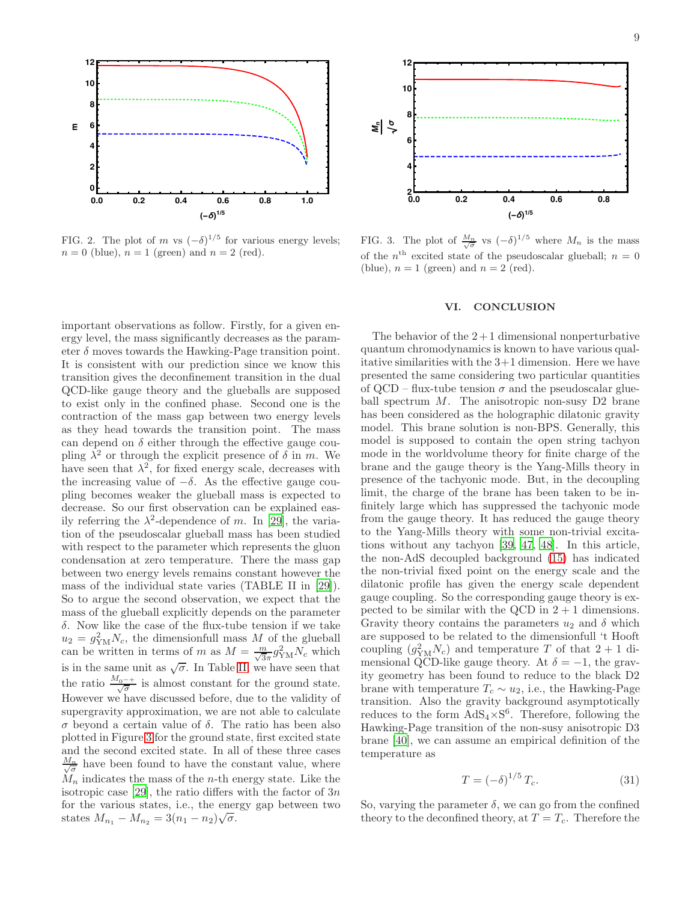FIG. 2. The plot of $m$ vs $(-\delta)^{1/5}$ for various energy levels; $n = 0$ (blue), $n = 1$ (green) and $n = 2$ (red).

FIG. 3. The plot of $\frac{M_n}{\sqrt{\sigma}}$ vs $(-\delta)^{1/5}$ where $M_n$ is the mass of the $n^{\text{th}}$ excited state of the pseudoscalar glueball; $n = 0$ (blue), $n = 1$ (green) and $n = 2$ (red).

important observations as follow. Firstly, for a given energy level, the mass significantly decreases as the parameter $\delta$ moves towards the Hawking-Page transition point. It is consistent with our prediction since we know this transition gives the deconfinement transition in the dual QCD-like gauge theory and the glueballs are supposed to exist only in the confined phase. Second one is the contraction of the mass gap between two energy levels as they head towards the transition point. The mass can depend on $\delta$ either through the effective gauge coupling $\lambda^2$ or through the explicit presence of $\delta$ in $m$. We have seen that $\lambda^2$, for fixed energy scale, decreases with the increasing value of $-\delta$. As the effective gauge coupling becomes weaker the glueball mass is expected to decrease. So our first observation can be explained easily referring the $\lambda^2$-dependence of $m$. In [29], the variation of the pseudoscalar glueball mass has been studied with respect to the parameter which represents the gluon condensation at zero temperature. There the mass gap between two energy levels remains constant however the mass of the individual state varies (TABLE II in [29]). So to argue the second observation, we expect that the mass of the glueball explicitly depends on the parameter $\delta$. Now like the case of the flux-tube tension if we take $u_2 = g_{\text{YM}}^2 N_c$, the dimensionfull mass $M$ of the glueball can be written in terms of $m$ as $M = \frac{m}{\sqrt{3}\pi} g_{\text{YM}}^2 N_c$ which is in the same unit as $\sqrt{\sigma}$. In Table II, we have seen that the ratio $\frac{M_{0^{-+}}}{\sqrt{\sigma}}$ is almost constant for the ground state. However we have discussed before, due to the validity of supergravity approximation, we are not able to calculate $\sigma$ beyond a certain value of $\delta$. The ratio has been also plotted in Figure 3 for the ground state, first excited state and the second excited state. In all of these three cases $\frac{M_n}{\sqrt{\sigma}}$ have been found to have the constant value, where $M_n$ indicates the mass of the $n$-th energy state. Like the isotropic case [29], the ratio differs with the factor of $3n$ for the various states, i.e., the energy gap between two states $M_{n_1} - M_{n_2} = 3(n_1 - n_2)\sqrt{\sigma}$.

## VI. CONCLUSION

The behavior of the $2+1$ dimensional nonperturbative quantum chromodynamics is known to have various qualitative similarities with the $3+1$ dimension. Here we have presented the same considering two particular quantities of QCD – flux-tube tension $\sigma$ and the pseudoscalar glueball spectrum $M$. The anisotropic non-susy D2 brane has been considered as the holographic dilatonic gravity model. This brane solution is non-BPS. Generally, this model is supposed to contain the open string tachyon mode in the worldvolume theory for finite charge of the brane and the gauge theory is the Yang-Mills theory in presence of the tachyonic mode. But, in the decoupling limit, the charge of the brane has been taken to be infinitely large which has suppressed the tachyonic mode from the gauge theory. It has reduced the gauge theory to the Yang-Mills theory with some non-trivial excitations without any tachyon [39, 47, 48]. In this article, the non-AdS decoupled background (15) has indicated the non-trivial fixed point on the energy scale and the dilatonic profile has given the energy scale dependent gauge coupling. So the corresponding gauge theory is expected to be similar with the QCD in $2+1$ dimensions. Gravity theory contains the parameters $u_2$ and $\delta$ which are supposed to be related to the dimensionfull 't Hooft coupling ($g_{\text{YM}}^2 N_c$) and temperature $T$ of that $2+1$ dimensional QCD-like gauge theory. At $\delta = -1$, the gravity geometry has been found to reduce to the black D2 brane with temperature $T_c \sim u_2$, i.e., the Hawking-Page transition. Also the gravity background asymptotically reduces to the form $\text{AdS}_4 \times \text{S}^6$. Therefore, following the Hawking-Page transition of the non-susy anisotropic D3 brane [40], we can assume an empirical definition of the temperature as

$$T = (-\delta)^{1/5} T_c. \tag{31}$$

So, varying the parameter $\delta$, we can go from the confined theory to the deconfined theory, at $T = T_c$. Therefore the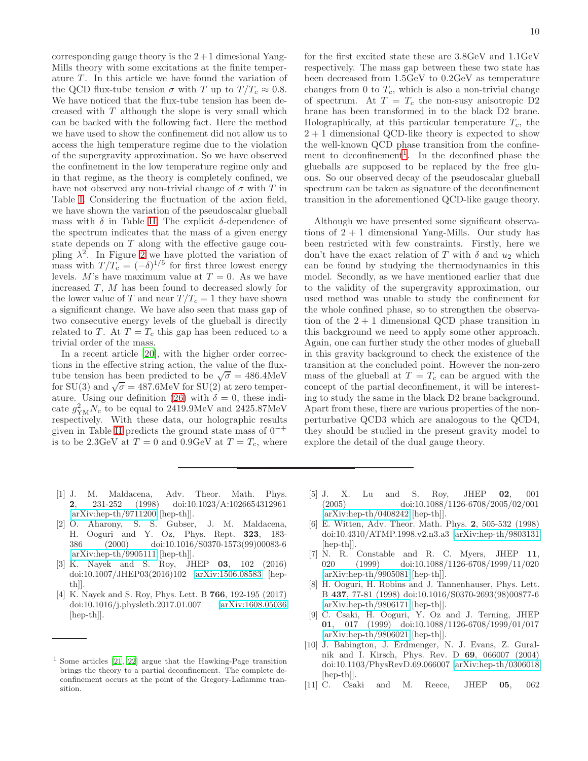corresponding gauge theory is the $2+1$ dimesional Yang-Mills theory with some excitations at the finite temperature $T$. In this article we have found the variation of the QCD flux-tube tension $\sigma$ with $T$ up to $T/T_c \approx 0.8$. We have noticed that the flux-tube tension has been decreased with $T$ although the slope is very small which can be backed with the following fact. Here the method we have used to show the confinement did not allow us to access the high temperature regime due to the violation of the supergravity approximation. So we have observed the confinement in the low temperature regime only and in that regime, as the theory is completely confined, we have not observed any non-trivial change of $\sigma$ with $T$ in Table I. Considering the fluctuation of the axion field, we have shown the variation of the pseudoscalar glueball mass with $\delta$ in Table II. The explicit $\delta$-dependence of the spectrum indicates that the mass of a given energy state depends on $T$ along with the effective gauge coupling $\lambda^2$. In Figure 2 we have plotted the variation of mass with $T/T_c = (-\delta)^{1/5}$ for first three lowest energy levels. $M$'s have maximum value at $T=0$. As we have increased $T$, $M$ has been found to decreased slowly for the lower value of $T$ and near $T/T_c = 1$ they have shown a significant change. We have also seen that mass gap of two consecutive energy levels of the glueball is directly related to $T$. At $T = T_c$ this gap has been reduced to a trivial order of the mass.

In a recent article [20], with the higher order corrections in the effective string action, the value of the flux-tube tension has been predicted to be $\sqrt{\sigma} = 486.4$MeV for SU(3) and $\sqrt{\sigma} = 487.6$MeV for SU(2) at zero temperature. Using our definition (26) with $\delta = 0$, these indicate $g^2_{\rm YM} N_c$ to be equal to 2419.9MeV and 2425.87MeV respectively. With these data, our holographic results given in Table II predicts the ground state mass of $0^{-+}$ is to be 2.3GeV at $T = 0$ and 0.9GeV at $T = T_c$, where for the first excited state these are 3.8GeV and 1.1GeV respectively. The mass gap between these two state has been decreased from 1.5GeV to 0.2GeV as temperature changes from 0 to $T_c$, which is also a non-trivial change of spectrum. At $T = T_c$ the non-susy anisotropic D2 brane has been transformed in to the black D2 brane. Holographically, at this particular temperature $T_c$, the $2+1$ dimensional QCD-like theory is expected to show the well-known QCD phase transition from the confinement to deconfinement[1]. In the deconfined phase the glueballs are supposed to be replaced by the free gluons. So our observed decay of the pseudoscalar glueball spectrum can be taken as signature of the deconfinement transition in the aforementioned QCD-like gauge theory.

Although we have presented some significant observations of $2+1$ dimensional Yang-Mills. Our study has been restricted with few constraints. Firstly, here we don't have the exact relation of $T$ with $\delta$ and $u_2$ which can be found by studying the thermodynamics in this model. Secondly, as we have mentioned earlier that due to the validity of the supergravity approximation, our used method was unable to study the confinement for the whole confined phase, so to strengthen the observation of the $2+1$ dimensional QCD phase transition in this background we need to apply some other approach. Again, one can further study the other modes of glueball in this gravity background to check the existence of the transition at the concluded point. However the non-zero mass of the glueball at $T = T_c$ can be argued with the concept of the partial deconfinement, it will be interesting to study the same in the black D2 brane background. Apart from these, there are various properties of the non-perturbative QCD3 which are analogous to the QCD4, they should be studied in the present gravity model to explore the detail of the dual gauge theory.

---

[1] Some articles [21, 22] argue that the Hawking-Page transition brings the theory to a partial deconfinement. The complete deconfinement occurs at the point of the Gregory-Laflamme transition.

---

[1] J. M. Maldacena, Adv. Theor. Math. Phys. **2**, 231-252 (1998) doi:10.1023/A:1026654312961 [arXiv:hep-th/9711200 [hep-th]].

[2] O. Aharony, S. S. Gubser, J. M. Maldacena, H. Ooguri and Y. Oz, Phys. Rept. **323**, 183-386 (2000) doi:10.1016/S0370-1573(99)00083-6 [arXiv:hep-th/9905111 [hep-th]].

[3] K. Nayek and S. Roy, JHEP **03**, 102 (2016) doi:10.1007/JHEP03(2016)102 [arXiv:1506.08583 [hep-th]].

[4] K. Nayek and S. Roy, Phys. Lett. B **766**, 192-195 (2017) doi:10.1016/j.physletb.2017.01.007 [arXiv:1608.05036 [hep-th]].

[5] J. X. Lu and S. Roy, JHEP **02**, 001 (2005) doi:10.1088/1126-6708/2005/02/001 [arXiv:hep-th/0408242 [hep-th]].

[6] E. Witten, Adv. Theor. Math. Phys. **2**, 505-532 (1998) doi:10.4310/ATMP.1998.v2.n3.a3 [arXiv:hep-th/9803131 [hep-th]].

[7] N. R. Constable and R. C. Myers, JHEP **11**, 020 (1999) doi:10.1088/1126-6708/1999/11/020 [arXiv:hep-th/9905081 [hep-th]].

[8] H. Ooguri, H. Robins and J. Tannenhauser, Phys. Lett. B **437**, 77-81 (1998) doi:10.1016/S0370-2693(98)00877-6 [arXiv:hep-th/9806171 [hep-th]].

[9] C. Csaki, H. Ooguri, Y. Oz and J. Terning, JHEP **01**, 017 (1999) doi:10.1088/1126-6708/1999/01/017 [arXiv:hep-th/9806021 [hep-th]].

[10] J. Babington, J. Erdmenger, N. J. Evans, Z. Guralnik and I. Kirsch, Phys. Rev. D **69**, 066007 (2004) doi:10.1103/PhysRevD.69.066007 [arXiv:hep-th/0306018 [hep-th]].

[11] C. Csaki and M. Reece, JHEP **05**, 062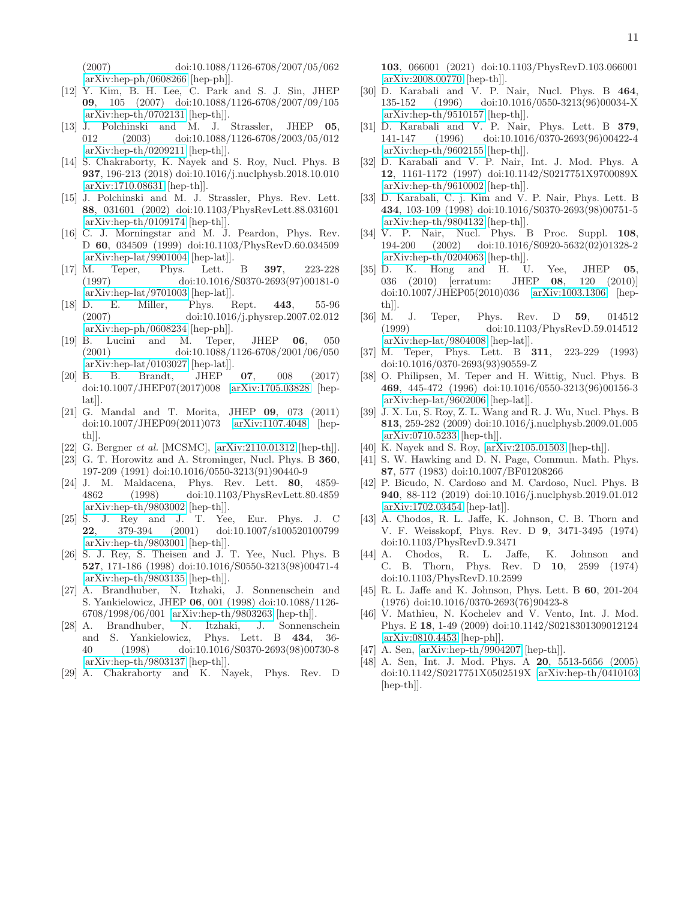(2007) doi:10.1088/1126-6708/2007/05/062 [arXiv:hep-ph/0608266 [hep-ph]].

[12] Y. Kim, B. H. Lee, C. Park and S. J. Sin, JHEP **09**, 105 (2007) doi:10.1088/1126-6708/2007/09/105 [arXiv:hep-th/0702131 [hep-th]].

[13] J. Polchinski and M. J. Strassler, JHEP **05**, 012 (2003) doi:10.1088/1126-6708/2003/05/012 [arXiv:hep-th/0209211 [hep-th]].

[14] S. Chakraborty, K. Nayek and S. Roy, Nucl. Phys. B **937**, 196-213 (2018) doi:10.1016/j.nuclphysb.2018.10.010 [arXiv:1710.08631 [hep-th]].

[15] J. Polchinski and M. J. Strassler, Phys. Rev. Lett. **88**, 031601 (2002) doi:10.1103/PhysRevLett.88.031601 [arXiv:hep-th/0109174 [hep-th]].

[16] C. J. Morningstar and M. J. Peardon, Phys. Rev. D **60**, 034509 (1999) doi:10.1103/PhysRevD.60.034509 [arXiv:hep-lat/9901004 [hep-lat]].

[17] M. Teper, Phys. Lett. B **397**, 223-228 (1997) doi:10.1016/S0370-2693(97)00181-0 [arXiv:hep-lat/9701003 [hep-lat]].

[18] D. E. Miller, Phys. Rept. **443**, 55-96 (2007) doi:10.1016/j.physrep.2007.02.012 [arXiv:hep-ph/0608234 [hep-ph]].

[19] B. Lucini and M. Teper, JHEP **06**, 050 (2001) doi:10.1088/1126-6708/2001/06/050 [arXiv:hep-lat/0103027 [hep-lat]].

[20] B. B. Brandt, JHEP **07**, 008 (2017) doi:10.1007/JHEP07(2017)008 [arXiv:1705.03828 [hep-lat]].

[21] G. Mandal and T. Morita, JHEP **09**, 073 (2011) doi:10.1007/JHEP09(2011)073 [arXiv:1107.4048 [hep-th]].

[22] G. Bergner *et al.* [MCSMC], [arXiv:2110.01312 [hep-th]].

[23] G. T. Horowitz and A. Strominger, Nucl. Phys. B **360**, 197-209 (1991) doi:10.1016/0550-3213(91)90440-9

[24] J. M. Maldacena, Phys. Rev. Lett. **80**, 4859-4862 (1998) doi:10.1103/PhysRevLett.80.4859 [arXiv:hep-th/9803002 [hep-th]].

[25] S. J. Rey and J. T. Yee, Eur. Phys. J. C **22**, 379-394 (2001) doi:10.1007/s100520100799 [arXiv:hep-th/9803001 [hep-th]].

[26] S. J. Rey, S. Theisen and J. T. Yee, Nucl. Phys. B **527**, 171-186 (1998) doi:10.1016/S0550-3213(98)00471-4 [arXiv:hep-th/9803135 [hep-th]].

[27] A. Brandhuber, N. Itzhaki, J. Sonnenschein and S. Yankielowicz, JHEP **06**, 001 (1998) doi:10.1088/1126-6708/1998/06/001 [arXiv:hep-th/9803263 [hep-th]].

[28] A. Brandhuber, N. Itzhaki, J. Sonnenschein and S. Yankielowicz, Phys. Lett. B **434**, 36-40 (1998) doi:10.1016/S0370-2693(98)00730-8 [arXiv:hep-th/9803137 [hep-th]].

[29] A. Chakraborty and K. Nayek, Phys. Rev. D **103**, 066001 (2021) doi:10.1103/PhysRevD.103.066001 [arXiv:2008.00770 [hep-th]].

[30] D. Karabali and V. P. Nair, Nucl. Phys. B **464**, 135-152 (1996) doi:10.1016/0550-3213(96)00034-X [arXiv:hep-th/9510157 [hep-th]].

[31] D. Karabali and V. P. Nair, Phys. Lett. B **379**, 141-147 (1996) doi:10.1016/0370-2693(96)00422-4 [arXiv:hep-th/9602155 [hep-th]].

[32] D. Karabali and V. P. Nair, Int. J. Mod. Phys. A **12**, 1161-1172 (1997) doi:10.1142/S0217751X9700089X [arXiv:hep-th/9610002 [hep-th]].

[33] D. Karabali, C. j. Kim and V. P. Nair, Phys. Lett. B **434**, 103-109 (1998) doi:10.1016/S0370-2693(98)00751-5 [arXiv:hep-th/9804132 [hep-th]].

[34] V. P. Nair, Nucl. Phys. B Proc. Suppl. **108**, 194-200 (2002) doi:10.1016/S0920-5632(02)01328-2 [arXiv:hep-th/0204063 [hep-th]].

[35] D. K. Hong and H. U. Yee, JHEP **05**, 036 (2010) [erratum: JHEP **08**, 120 (2010)] doi:10.1007/JHEP05(2010)036 [arXiv:1003.1306 [hep-th]].

[36] M. J. Teper, Phys. Rev. D **59**, 014512 (1999) doi:10.1103/PhysRevD.59.014512 [arXiv:hep-lat/9804008 [hep-lat]].

[37] M. Teper, Phys. Lett. B **311**, 223-229 (1993) doi:10.1016/0370-2693(93)90559-Z

[38] O. Philipsen, M. Teper and H. Wittig, Nucl. Phys. B **469**, 445-472 (1996) doi:10.1016/0550-3213(96)00156-3 [arXiv:hep-lat/9602006 [hep-lat]].

[39] J. X. Lu, S. Roy, Z. L. Wang and R. J. Wu, Nucl. Phys. B **813**, 259-282 (2009) doi:10.1016/j.nuclphysb.2009.01.005 [arXiv:0710.5233 [hep-th]].

[40] K. Nayek and S. Roy, [arXiv:2105.01503 [hep-th]].

[41] S. W. Hawking and D. N. Page, Commun. Math. Phys. **87**, 577 (1983) doi:10.1007/BF01208266

[42] P. Bicudo, N. Cardoso and M. Cardoso, Nucl. Phys. B **940**, 88-112 (2019) doi:10.1016/j.nuclphysb.2019.01.012 [arXiv:1702.03454 [hep-lat]].

[43] A. Chodos, R. L. Jaffe, K. Johnson, C. B. Thorn and V. F. Weisskopf, Phys. Rev. D **9**, 3471-3495 (1974) doi:10.1103/PhysRevD.9.3471

[44] A. Chodos, R. L. Jaffe, K. Johnson and C. B. Thorn, Phys. Rev. D **10**, 2599 (1974) doi:10.1103/PhysRevD.10.2599

[45] R. L. Jaffe and K. Johnson, Phys. Lett. B **60**, 201-204 (1976) doi:10.1016/0370-2693(76)90423-8

[46] V. Mathieu, N. Kochelev and V. Vento, Int. J. Mod. Phys. E **18**, 1-49 (2009) doi:10.1142/S0218301309012124 [arXiv:0810.4453 [hep-ph]].

[47] A. Sen, [arXiv:hep-th/9904207 [hep-th]].

[48] A. Sen, Int. J. Mod. Phys. A **20**, 5513-5656 (2005) doi:10.1142/S0217751X0502519X [arXiv:hep-th/0410103 [hep-th]].